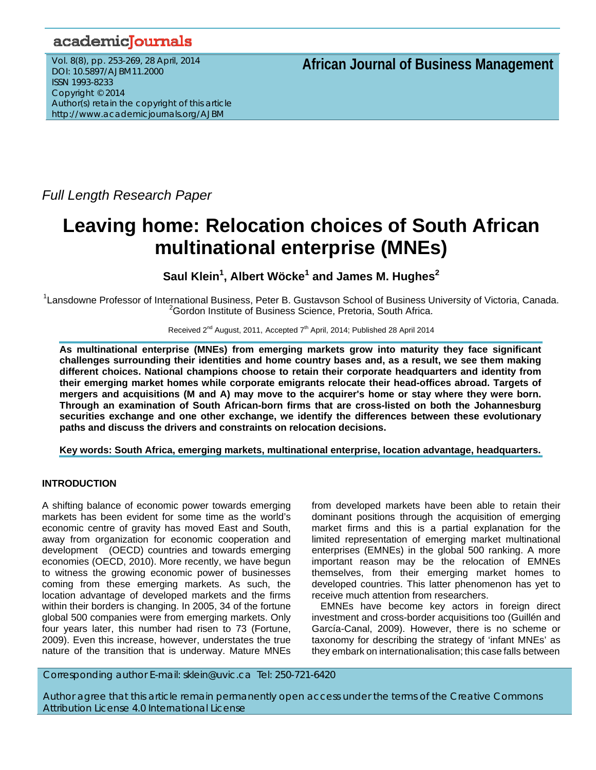Full Length Research Paper

# Leaving home: Relocation choices of South African multinational enterprise (MNEs)

**Saul Klein[1], Albert Wöcke[1] and James M. Hughes[2]**

[1]Lansdowne Professor of International Business, Peter B. Gustavson School of Business University of Victoria, Canada.
[2]Gordon Institute of Business Science, Pretoria, South Africa.

Received 2nd August, 2011, Accepted 7th April, 2014; Published 28 April 2014

**As multinational enterprise (MNEs) from emerging markets grow into maturity they face significant challenges surrounding their identities and home country bases and, as a result, we see them making different choices. National champions choose to retain their corporate headquarters and identity from their emerging market homes while corporate emigrants relocate their head-offices abroad. Targets of mergers and acquisitions (M and A) may move to the acquirer's home or stay where they were born. Through an examination of South African-born firms that are cross-listed on both the Johannesburg securities exchange and one other exchange, we identify the differences between these evolutionary paths and discuss the drivers and constraints on relocation decisions.**

**Key words: South Africa, emerging markets, multinational enterprise, location advantage, headquarters.**

## INTRODUCTION

A shifting balance of economic power towards emerging markets has been evident for some time as the world's economic centre of gravity has moved East and South, away from organization for economic cooperation and development (OECD) countries and towards emerging economies (OECD, 2010). More recently, we have begun to witness the growing economic power of businesses coming from these emerging markets. As such, the location advantage of developed markets and the firms within their borders is changing. In 2005, 34 of the fortune global 500 companies were from emerging markets. Only four years later, this number had risen to 73 (Fortune, 2009). Even this increase, however, understates the true nature of the transition that is underway. Mature MNEs from developed markets have been able to retain their dominant positions through the acquisition of emerging market firms and this is a partial explanation for the limited representation of emerging market multinational enterprises (EMNEs) in the global 500 ranking. A more important reason may be the relocation of EMNEs themselves, from their emerging market homes to developed countries. This latter phenomenon has yet to receive much attention from researchers.

EMNEs have become key actors in foreign direct investment and cross-border acquisitions too (Guillén and García-Canal, 2009). However, there is no scheme or taxonomy for describing the strategy of 'infant MNEs' as they embark on internationalisation; this case falls between

Corresponding author E-mail: sklein@uvic.ca Tel: 250-721-6420

Author agree that this article remain permanently open access under the terms of the Creative Commons Attribution License 4.0 International License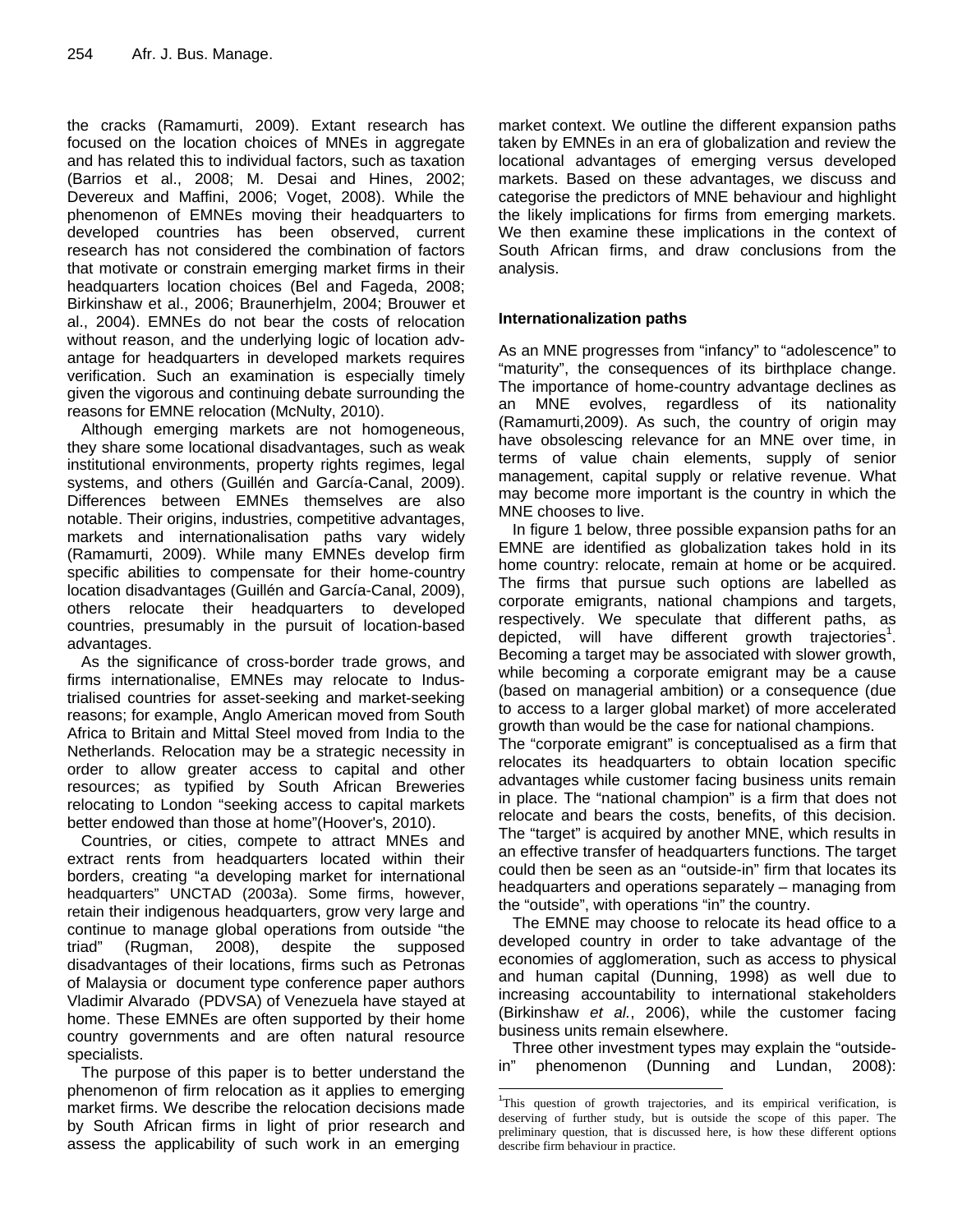the cracks (Ramamurti, 2009). Extant research has focused on the location choices of MNEs in aggregate and has related this to individual factors, such as taxation (Barrios et al., 2008; M. Desai and Hines, 2002; Devereux and Maffini, 2006; Voget, 2008). While the phenomenon of EMNEs moving their headquarters to developed countries has been observed, current research has not considered the combination of factors that motivate or constrain emerging market firms in their headquarters location choices (Bel and Fageda, 2008; Birkinshaw et al., 2006; Braunerhjelm, 2004; Brouwer et al., 2004). EMNEs do not bear the costs of relocation without reason, and the underlying logic of location advantage for headquarters in developed markets requires verification. Such an examination is especially timely given the vigorous and continuing debate surrounding the reasons for EMNE relocation (McNulty, 2010).

Although emerging markets are not homogeneous, they share some locational disadvantages, such as weak institutional environments, property rights regimes, legal systems, and others (Guillén and García-Canal, 2009). Differences between EMNEs themselves are also notable. Their origins, industries, competitive advantages, markets and internationalisation paths vary widely (Ramamurti, 2009). While many EMNEs develop firm specific abilities to compensate for their home-country location disadvantages (Guillén and García-Canal, 2009), others relocate their headquarters to developed countries, presumably in the pursuit of location-based advantages.

As the significance of cross-border trade grows, and firms internationalise, EMNEs may relocate to Industrialised countries for asset-seeking and market-seeking reasons; for example, Anglo American moved from South Africa to Britain and Mittal Steel moved from India to the Netherlands. Relocation may be a strategic necessity in order to allow greater access to capital and other resources; as typified by South African Breweries relocating to London "seeking access to capital markets better endowed than those at home"(Hoover's, 2010).

Countries, or cities, compete to attract MNEs and extract rents from headquarters located within their borders, creating "a developing market for international headquarters" UNCTAD (2003a). Some firms, however, retain their indigenous headquarters, grow very large and continue to manage global operations from outside "the triad" (Rugman, 2008), despite the supposed disadvantages of their locations, firms such as Petronas of Malaysia or document type conference paper authors Vladimir Alvarado (PDVSA) of Venezuela have stayed at home. These EMNEs are often supported by their home country governments and are often natural resource specialists.

The purpose of this paper is to better understand the phenomenon of firm relocation as it applies to emerging market firms. We describe the relocation decisions made by South African firms in light of prior research and assess the applicability of such work in an emerging market context. We outline the different expansion paths taken by EMNEs in an era of globalization and review the locational advantages of emerging versus developed markets. Based on these advantages, we discuss and categorise the predictors of MNE behaviour and highlight the likely implications for firms from emerging markets. We then examine these implications in the context of South African firms, and draw conclusions from the analysis.

## Internationalization paths

As an MNE progresses from "infancy" to "adolescence" to "maturity", the consequences of its birthplace change. The importance of home-country advantage declines as an MNE evolves, regardless of its nationality (Ramamurti,2009). As such, the country of origin may have obsolescing relevance for an MNE over time, in terms of value chain elements, supply of senior management, capital supply or relative revenue. What may become more important is the country in which the MNE chooses to live.

In figure 1 below, three possible expansion paths for an EMNE are identified as globalization takes hold in its home country: relocate, remain at home or be acquired. The firms that pursue such options are labelled as corporate emigrants, national champions and targets, respectively. We speculate that different paths, as depicted, will have different growth trajectories[1]. Becoming a target may be associated with slower growth, while becoming a corporate emigrant may be a cause (based on managerial ambition) or a consequence (due to access to a larger global market) of more accelerated growth than would be the case for national champions.

The "corporate emigrant" is conceptualised as a firm that relocates its headquarters to obtain location specific advantages while customer facing business units remain in place. The "national champion" is a firm that does not relocate and bears the costs, benefits, of this decision. The "target" is acquired by another MNE, which results in an effective transfer of headquarters functions. The target could then be seen as an "outside-in" firm that locates its headquarters and operations separately – managing from the "outside", with operations "in" the country.

The EMNE may choose to relocate its head office to a developed country in order to take advantage of the economies of agglomeration, such as access to physical and human capital (Dunning, 1998) as well due to increasing accountability to international stakeholders (Birkinshaw *et al.*, 2006), while the customer facing business units remain elsewhere.

Three other investment types may explain the "outside-in" phenomenon (Dunning and Lundan, 2008):

[1]This question of growth trajectories, and its empirical verification, is deserving of further study, but is outside the scope of this paper. The preliminary question, that is discussed here, is how these different options describe firm behaviour in practice.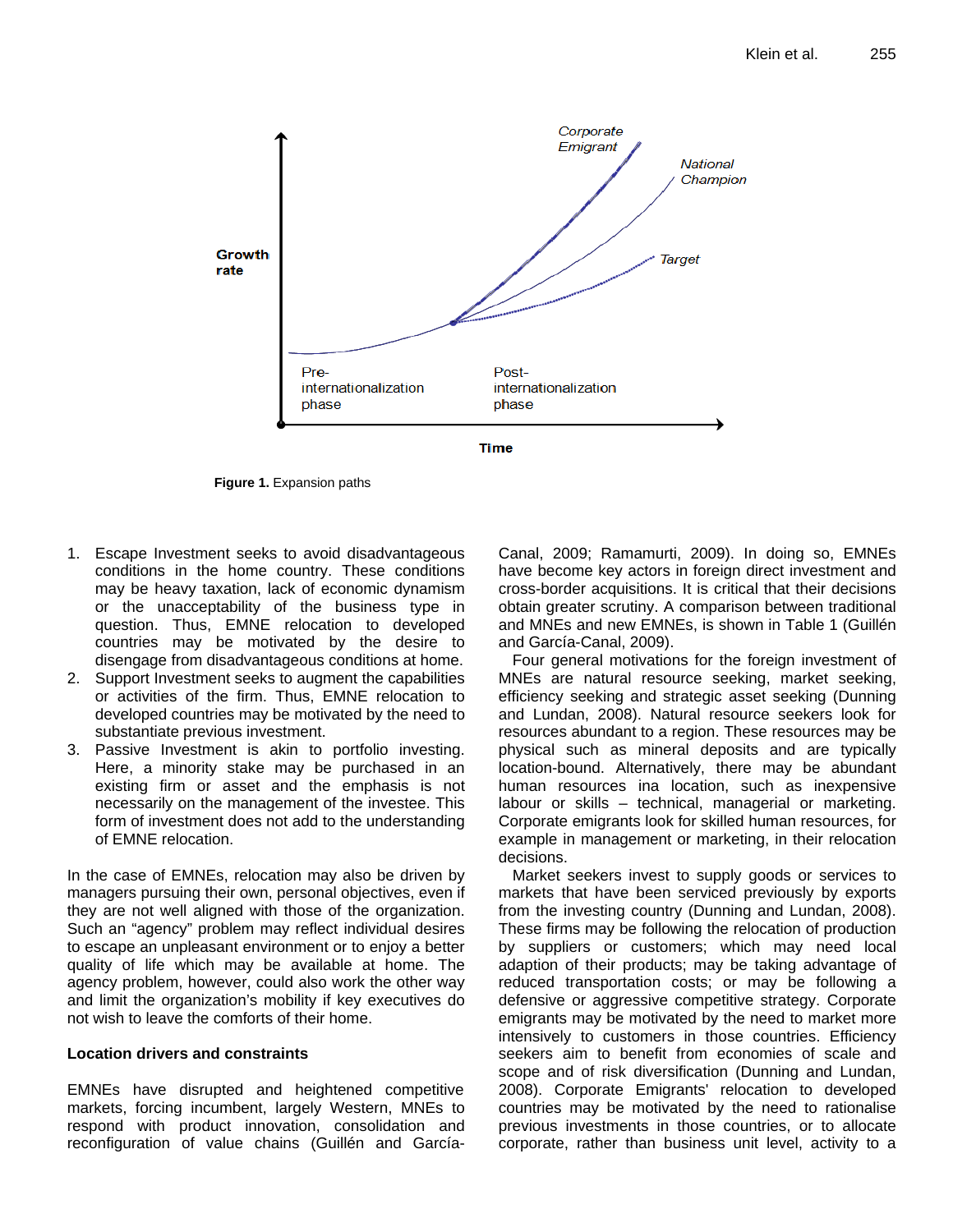Corporate Emigrant

National Champion

Target

Growth rate

Pre-internationalization phase

Post-internationalization phase

Time

**Figure 1.** Expansion paths

1. Escape Investment seeks to avoid disadvantageous conditions in the home country. These conditions may be heavy taxation, lack of economic dynamism or the unacceptability of the business type in question. Thus, EMNE relocation to developed countries may be motivated by the desire to disengage from disadvantageous conditions at home.
2. Support Investment seeks to augment the capabilities or activities of the firm. Thus, EMNE relocation to developed countries may be motivated by the need to substantiate previous investment.
3. Passive Investment is akin to portfolio investing. Here, a minority stake may be purchased in an existing firm or asset and the emphasis is not necessarily on the management of the investee. This form of investment does not add to the understanding of EMNE relocation.

In the case of EMNEs, relocation may also be driven by managers pursuing their own, personal objectives, even if they are not well aligned with those of the organization. Such an "agency" problem may reflect individual desires to escape an unpleasant environment or to enjoy a better quality of life which may be available at home. The agency problem, however, could also work the other way and limit the organization's mobility if key executives do not wish to leave the comforts of their home.

## Location drivers and constraints

EMNEs have disrupted and heightened competitive markets, forcing incumbent, largely Western, MNEs to respond with product innovation, consolidation and reconfiguration of value chains (Guillén and García-Canal, 2009; Ramamurti, 2009). In doing so, EMNEs have become key actors in foreign direct investment and cross-border acquisitions. It is critical that their decisions obtain greater scrutiny. A comparison between traditional and MNEs and new EMNEs, is shown in Table 1 (Guillén and García-Canal, 2009).

Four general motivations for the foreign investment of MNEs are natural resource seeking, market seeking, efficiency seeking and strategic asset seeking (Dunning and Lundan, 2008). Natural resource seekers look for resources abundant to a region. These resources may be physical such as mineral deposits and are typically location-bound. Alternatively, there may be abundant human resources ina location, such as inexpensive labour or skills – technical, managerial or marketing. Corporate emigrants look for skilled human resources, for example in management or marketing, in their relocation decisions.

Market seekers invest to supply goods or services to markets that have been serviced previously by exports from the investing country (Dunning and Lundan, 2008). These firms may be following the relocation of production by suppliers or customers; which may need local adaption of their products; may be taking advantage of reduced transportation costs; or may be following a defensive or aggressive competitive strategy. Corporate emigrants may be motivated by the need to market more intensively to customers in those countries. Efficiency seekers aim to benefit from economies of scale and scope and of risk diversification (Dunning and Lundan, 2008). Corporate Emigrants' relocation to developed countries may be motivated by the need to rationalise previous investments in those countries, or to allocate corporate, rather than business unit level, activity to a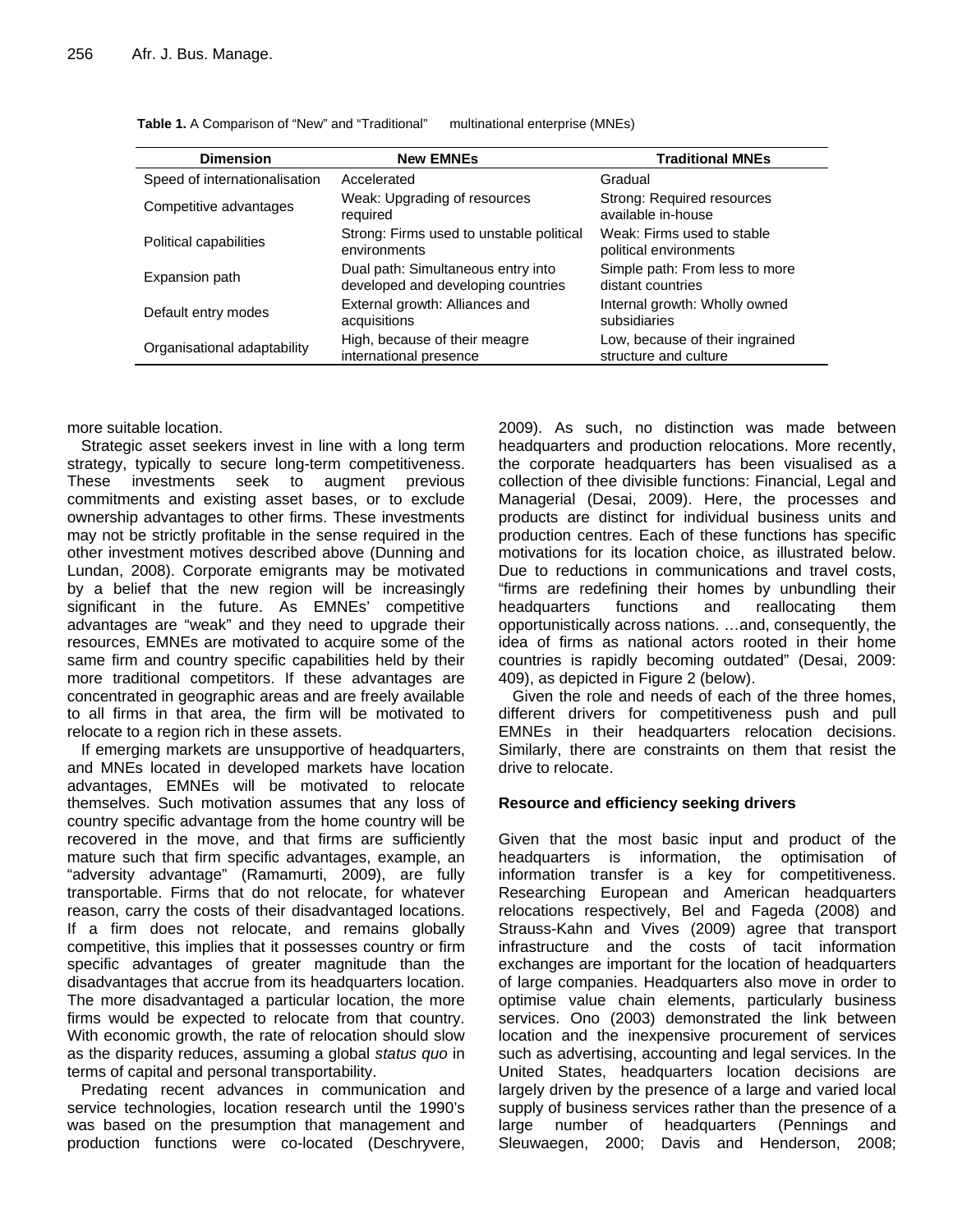**Table 1.** A Comparison of "New" and "Traditional" multinational enterprise (MNEs)

| Dimension | New EMNEs | Traditional MNEs |
|---|---|---|
| Speed of internationalisation | Accelerated | Gradual |
| Competitive advantages | Weak: Upgrading of resources required | Strong: Required resources available in-house |
| Political capabilities | Strong: Firms used to unstable political environments | Weak: Firms used to stable political environments |
| Expansion path | Dual path: Simultaneous entry into developed and developing countries | Simple path: From less to more distant countries |
| Default entry modes | External growth: Alliances and acquisitions | Internal growth: Wholly owned subsidiaries |
| Organisational adaptability | High, because of their meagre international presence | Low, because of their ingrained structure and culture |

more suitable location.

Strategic asset seekers invest in line with a long term strategy, typically to secure long-term competitiveness. These investments seek to augment previous commitments and existing asset bases, or to exclude ownership advantages to other firms. These investments may not be strictly profitable in the sense required in the other investment motives described above (Dunning and Lundan, 2008). Corporate emigrants may be motivated by a belief that the new region will be increasingly significant in the future. As EMNEs' competitive advantages are "weak" and they need to upgrade their resources, EMNEs are motivated to acquire some of the same firm and country specific capabilities held by their more traditional competitors. If these advantages are concentrated in geographic areas and are freely available to all firms in that area, the firm will be motivated to relocate to a region rich in these assets.

If emerging markets are unsupportive of headquarters, and MNEs located in developed markets have location advantages, EMNEs will be motivated to relocate themselves. Such motivation assumes that any loss of country specific advantage from the home country will be recovered in the move, and that firms are sufficiently mature such that firm specific advantages, example, an "adversity advantage" (Ramamurti, 2009), are fully transportable. Firms that do not relocate, for whatever reason, carry the costs of their disadvantaged locations. If a firm does not relocate, and remains globally competitive, this implies that it possesses country or firm specific advantages of greater magnitude than the disadvantages that accrue from its headquarters location. The more disadvantaged a particular location, the more firms would be expected to relocate from that country. With economic growth, the rate of relocation should slow as the disparity reduces, assuming a global *status quo* in terms of capital and personal transportability.

Predating recent advances in communication and service technologies, location research until the 1990's was based on the presumption that management and production functions were co-located (Deschryvere, 2009). As such, no distinction was made between headquarters and production relocations. More recently, the corporate headquarters has been visualised as a collection of thee divisible functions: Financial, Legal and Managerial (Desai, 2009). Here, the processes and products are distinct for individual business units and production centres. Each of these functions has specific motivations for its location choice, as illustrated below. Due to reductions in communications and travel costs, "firms are redefining their homes by unbundling their headquarters functions and reallocating them opportunistically across nations. …and, consequently, the idea of firms as national actors rooted in their home countries is rapidly becoming outdated" (Desai, 2009: 409), as depicted in Figure 2 (below).

Given the role and needs of each of the three homes, different drivers for competitiveness push and pull EMNEs in their headquarters relocation decisions. Similarly, there are constraints on them that resist the drive to relocate.

### Resource and efficiency seeking drivers

Given that the most basic input and product of the headquarters is information, the optimisation of information transfer is a key for competitiveness. Researching European and American headquarters relocations respectively, Bel and Fageda (2008) and Strauss-Kahn and Vives (2009) agree that transport infrastructure and the costs of tacit information exchanges are important for the location of headquarters of large companies. Headquarters also move in order to optimise value chain elements, particularly business services. Ono (2003) demonstrated the link between location and the inexpensive procurement of services such as advertising, accounting and legal services. In the United States, headquarters location decisions are largely driven by the presence of a large and varied local supply of business services rather than the presence of a large number of headquarters (Pennings and Sleuwaegen, 2000; Davis and Henderson, 2008;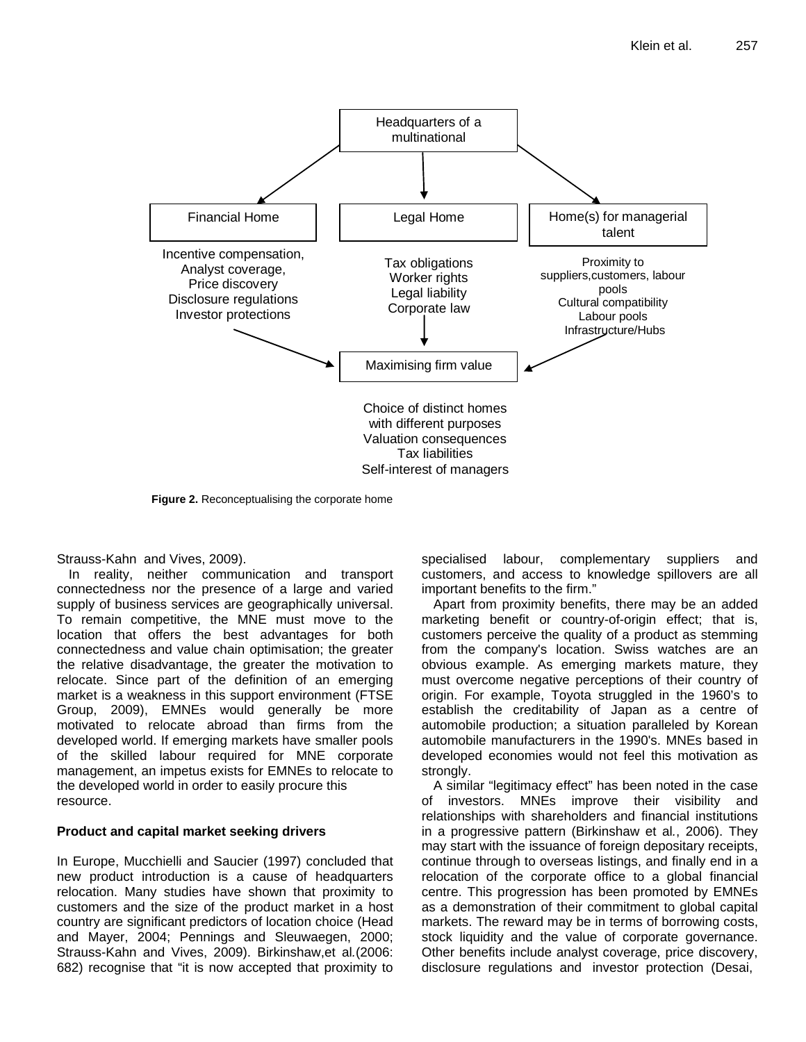Headquarters of a multinational

Financial Home | Legal Home | Home(s) for managerial talent

Incentive compensation,
Analyst coverage,
Price discovery
Disclosure regulations
Investor protections

Tax obligations
Worker rights
Legal liability
Corporate law

Proximity to suppliers,customers, labour pools
Cultural compatibility
Labour pools
Infrastructure/Hubs

Maximising firm value

Choice of distinct homes with different purposes
Valuation consequences
Tax liabilities
Self-interest of managers

**Figure 2.** Reconceptualising the corporate home

Strauss-Kahn and Vives, 2009).

In reality, neither communication and transport connectedness nor the presence of a large and varied supply of business services are geographically universal. To remain competitive, the MNE must move to the location that offers the best advantages for both connectedness and value chain optimisation; the greater the relative disadvantage, the greater the motivation to relocate. Since part of the definition of an emerging market is a weakness in this support environment (FTSE Group, 2009), EMNEs would generally be more motivated to relocate abroad than firms from the developed world. If emerging markets have smaller pools of the skilled labour required for MNE corporate management, an impetus exists for EMNEs to relocate to the developed world in order to easily procure this resource.

### Product and capital market seeking drivers

In Europe, Mucchielli and Saucier (1997) concluded that new product introduction is a cause of headquarters relocation. Many studies have shown that proximity to customers and the size of the product market in a host country are significant predictors of location choice (Head and Mayer, 2004; Pennings and Sleuwaegen, 2000; Strauss-Kahn and Vives, 2009). Birkinshaw,et al.(2006: 682) recognise that "it is now accepted that proximity to specialised labour, complementary suppliers and customers, and access to knowledge spillovers are all important benefits to the firm."

Apart from proximity benefits, there may be an added marketing benefit or country-of-origin effect; that is, customers perceive the quality of a product as stemming from the company's location. Swiss watches are an obvious example. As emerging markets mature, they must overcome negative perceptions of their country of origin. For example, Toyota struggled in the 1960's to establish the creditability of Japan as a centre of automobile production; a situation paralleled by Korean automobile manufacturers in the 1990's. MNEs based in developed economies would not feel this motivation as strongly.

A similar "legitimacy effect" has been noted in the case of investors. MNEs improve their visibility and relationships with shareholders and financial institutions in a progressive pattern (Birkinshaw et al., 2006). They may start with the issuance of foreign depositary receipts, continue through to overseas listings, and finally end in a relocation of the corporate office to a global financial centre. This progression has been promoted by EMNEs as a demonstration of their commitment to global capital markets. The reward may be in terms of borrowing costs, stock liquidity and the value of corporate governance. Other benefits include analyst coverage, price discovery, disclosure regulations and investor protection (Desai,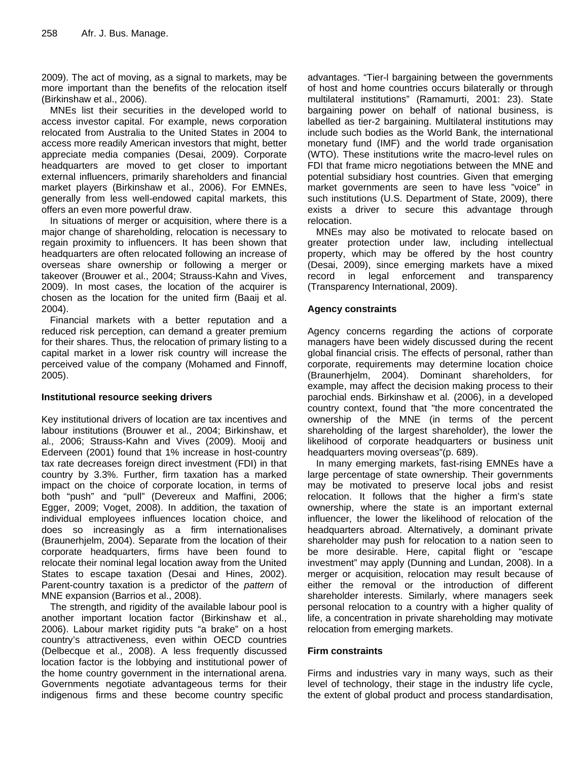2009). The act of moving, as a signal to markets, may be more important than the benefits of the relocation itself (Birkinshaw et al., 2006).

MNEs list their securities in the developed world to access investor capital. For example, news corporation relocated from Australia to the United States in 2004 to access more readily American investors that might, better appreciate media companies (Desai, 2009). Corporate headquarters are moved to get closer to important external influencers, primarily shareholders and financial market players (Birkinshaw et al., 2006). For EMNEs, generally from less well-endowed capital markets, this offers an even more powerful draw.

In situations of merger or acquisition, where there is a major change of shareholding, relocation is necessary to regain proximity to influencers. It has been shown that headquarters are often relocated following an increase of overseas share ownership or following a merger or takeover (Brouwer et al., 2004; Strauss-Kahn and Vives, 2009). In most cases, the location of the acquirer is chosen as the location for the united firm (Baaij et al. 2004).

Financial markets with a better reputation and a reduced risk perception, can demand a greater premium for their shares. Thus, the relocation of primary listing to a capital market in a lower risk country will increase the perceived value of the company (Mohamed and Finnoff, 2005).

### Institutional resource seeking drivers

Key institutional drivers of location are tax incentives and labour institutions (Brouwer et al., 2004; Birkinshaw, et al*.,* 2006; Strauss-Kahn and Vives (2009). Mooij and Ederveen (2001) found that 1% increase in host-country tax rate decreases foreign direct investment (FDI) in that country by 3.3%. Further, firm taxation has a marked impact on the choice of corporate location, in terms of both "push" and "pull" (Devereux and Maffini, 2006; Egger, 2009; Voget, 2008). In addition, the taxation of individual employees influences location choice, and does so increasingly as a firm internationalises (Braunerhjelm, 2004). Separate from the location of their corporate headquarters, firms have been found to relocate their nominal legal location away from the United States to escape taxation (Desai and Hines, 2002). Parent-country taxation is a predictor of the *pattern* of MNE expansion (Barrios et al., 2008).

The strength, and rigidity of the available labour pool is another important location factor (Birkinshaw et al., 2006). Labour market rigidity puts "a brake" on a host country's attractiveness, even within OECD countries (Delbecque et al., 2008). A less frequently discussed location factor is the lobbying and institutional power of the home country government in the international arena. Governments negotiate advantageous terms for their indigenous firms and these become country specific advantages. "Tier-l bargaining between the governments of host and home countries occurs bilaterally or through multilateral institutions" (Ramamurti, 2001: 23). State bargaining power on behalf of national business, is labelled as tier-2 bargaining. Multilateral institutions may include such bodies as the World Bank, the international monetary fund (IMF) and the world trade organisation (WTO). These institutions write the macro-level rules on FDI that frame micro negotiations between the MNE and potential subsidiary host countries. Given that emerging market governments are seen to have less "voice" in such institutions (U.S. Department of State, 2009), there exists a driver to secure this advantage through relocation.

MNEs may also be motivated to relocate based on greater protection under law, including intellectual property, which may be offered by the host country (Desai, 2009), since emerging markets have a mixed record in legal enforcement and transparency (Transparency International, 2009).

### Agency constraints

Agency concerns regarding the actions of corporate managers have been widely discussed during the recent global financial crisis. The effects of personal, rather than corporate, requirements may determine location choice (Braunerhjelm, 2004). Dominant shareholders, for example, may affect the decision making process to their parochial ends. Birkinshaw et al*.* (2006), in a developed country context, found that "the more concentrated the ownership of the MNE (in terms of the percent shareholding of the largest shareholder), the lower the likelihood of corporate headquarters or business unit headquarters moving overseas"(p. 689).

In many emerging markets, fast-rising EMNEs have a large percentage of state ownership. Their governments may be motivated to preserve local jobs and resist relocation. It follows that the higher a firm's state ownership, where the state is an important external influencer, the lower the likelihood of relocation of the headquarters abroad. Alternatively, a dominant private shareholder may push for relocation to a nation seen to be more desirable. Here, capital flight or "escape investment" may apply (Dunning and Lundan, 2008). In a merger or acquisition, relocation may result because of either the removal or the introduction of different shareholder interests. Similarly, where managers seek personal relocation to a country with a higher quality of life, a concentration in private shareholding may motivate relocation from emerging markets.

### Firm constraints

Firms and industries vary in many ways, such as their level of technology, their stage in the industry life cycle, the extent of global product and process standardisation,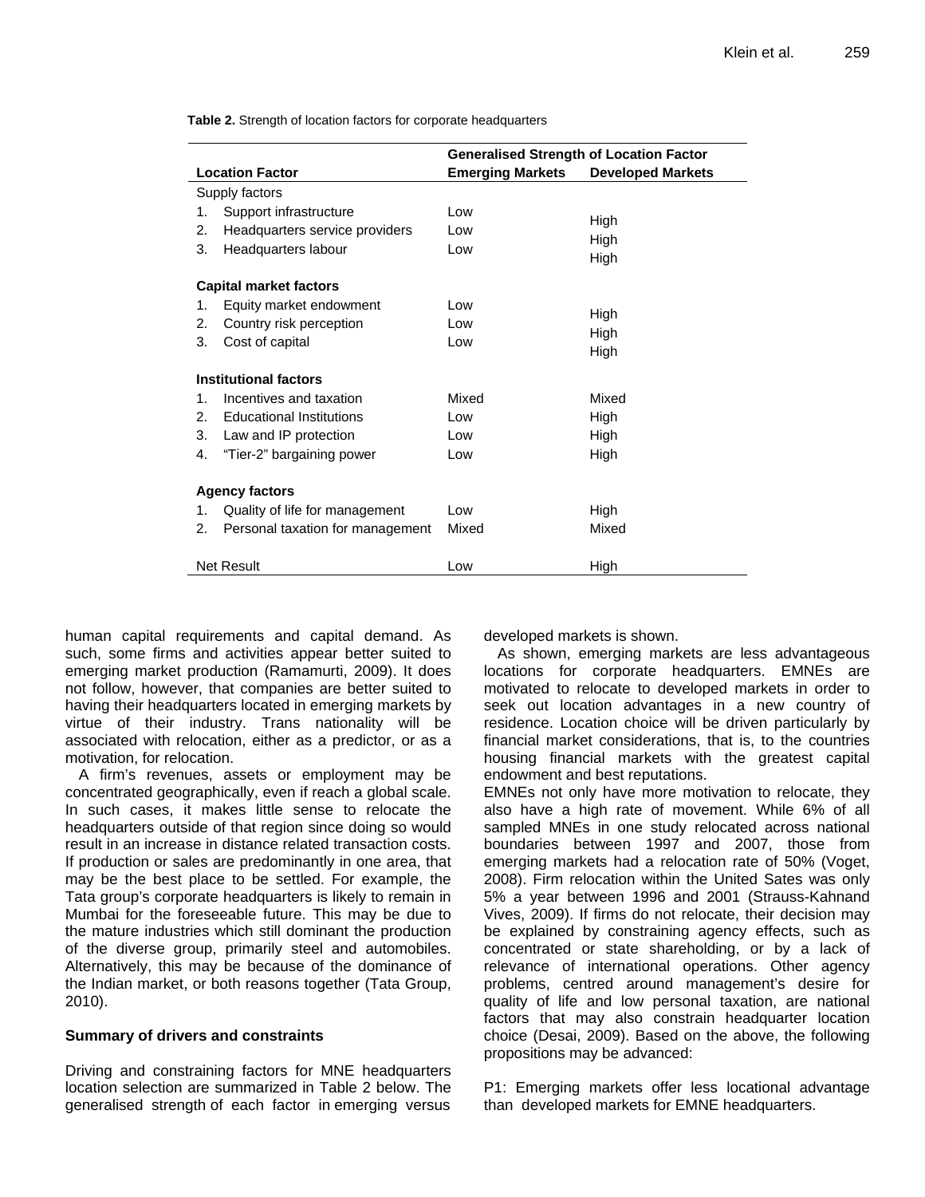**Table 2.** Strength of location factors for corporate headquarters

| Location Factor | Generalised Strength of Location Factor | |
|---|---|---|
| | **Emerging Markets** | **Developed Markets** |
| Supply factors | | |
| 1. Support infrastructure | Low | High |
| 2. Headquarters service providers | Low | High |
| 3. Headquarters labour | Low | High |
| **Capital market factors** | | |
| 1. Equity market endowment | Low | High |
| 2. Country risk perception | Low | High |
| 3. Cost of capital | Low | High |
| **Institutional factors** | | |
| 1. Incentives and taxation | Mixed | Mixed |
| 2. Educational Institutions | Low | High |
| 3. Law and IP protection | Low | High |
| 4. "Tier-2" bargaining power | Low | High |
| **Agency factors** | | |
| 1. Quality of life for management | Low | High |
| 2. Personal taxation for management | Mixed | Mixed |
| Net Result | Low | High |

human capital requirements and capital demand. As such, some firms and activities appear better suited to emerging market production (Ramamurti, 2009). It does not follow, however, that companies are better suited to having their headquarters located in emerging markets by virtue of their industry. Trans nationality will be associated with relocation, either as a predictor, or as a motivation, for relocation.

A firm's revenues, assets or employment may be concentrated geographically, even if reach a global scale. In such cases, it makes little sense to relocate the headquarters outside of that region since doing so would result in an increase in distance related transaction costs. If production or sales are predominantly in one area, that may be the best place to be settled. For example, the Tata group's corporate headquarters is likely to remain in Mumbai for the foreseeable future. This may be due to the mature industries which still dominant the production of the diverse group, primarily steel and automobiles. Alternatively, this may be because of the dominance of the Indian market, or both reasons together (Tata Group, 2010).

### Summary of drivers and constraints

Driving and constraining factors for MNE headquarters location selection are summarized in Table 2 below. The generalised strength of each factor in emerging versus developed markets is shown.

As shown, emerging markets are less advantageous locations for corporate headquarters. EMNEs are motivated to relocate to developed markets in order to seek out location advantages in a new country of residence. Location choice will be driven particularly by financial market considerations, that is, to the countries housing financial markets with the greatest capital endowment and best reputations.

EMNEs not only have more motivation to relocate, they also have a high rate of movement. While 6% of all sampled MNEs in one study relocated across national boundaries between 1997 and 2007, those from emerging markets had a relocation rate of 50% (Voget, 2008). Firm relocation within the United Sates was only 5% a year between 1996 and 2001 (Strauss-Kahnand Vives, 2009). If firms do not relocate, their decision may be explained by constraining agency effects, such as concentrated or state shareholding, or by a lack of relevance of international operations. Other agency problems, centred around management's desire for quality of life and low personal taxation, are national factors that may also constrain headquarter location choice (Desai, 2009). Based on the above, the following propositions may be advanced:

P1: Emerging markets offer less locational advantage than developed markets for EMNE headquarters.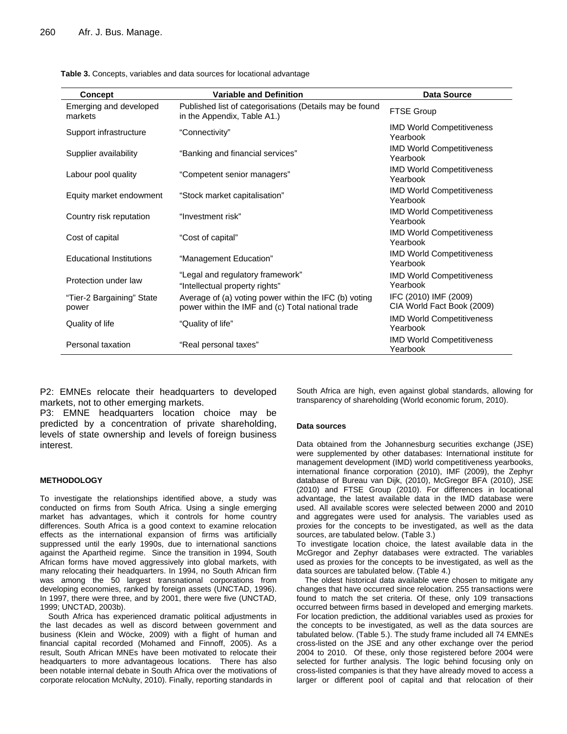**Table 3.** Concepts, variables and data sources for locational advantage

| Concept | Variable and Definition | Data Source |
|---|---|---|
| Emerging and developed markets | Published list of categorisations (Details may be found in the Appendix, Table A1.) | FTSE Group |
| Support infrastructure | "Connectivity" | IMD World Competitiveness Yearbook |
| Supplier availability | "Banking and financial services" | IMD World Competitiveness Yearbook |
| Labour pool quality | "Competent senior managers" | IMD World Competitiveness Yearbook |
| Equity market endowment | "Stock market capitalisation" | IMD World Competitiveness Yearbook |
| Country risk reputation | "Investment risk" | IMD World Competitiveness Yearbook |
| Cost of capital | "Cost of capital" | IMD World Competitiveness Yearbook |
| Educational Institutions | "Management Education" | IMD World Competitiveness Yearbook |
| Protection under law | "Legal and regulatory framework" "Intellectual property rights" | IMD World Competitiveness Yearbook |
| "Tier-2 Bargaining" State power | Average of (a) voting power within the IFC (b) voting power within the IMF and (c) Total national trade | IFC (2010) IMF (2009) CIA World Fact Book (2009) |
| Quality of life | "Quality of life" | IMD World Competitiveness Yearbook |
| Personal taxation | "Real personal taxes" | IMD World Competitiveness Yearbook |

P2: EMNEs relocate their headquarters to developed markets, not to other emerging markets.

P3: EMNE headquarters location choice may be predicted by a concentration of private shareholding, levels of state ownership and levels of foreign business interest.

### METHODOLOGY

To investigate the relationships identified above, a study was conducted on firms from South Africa. Using a single emerging market has advantages, which it controls for home country differences. South Africa is a good context to examine relocation effects as the international expansion of firms was artificially suppressed until the early 1990s, due to international sanctions against the Apartheid regime. Since the transition in 1994, South African forms have moved aggressively into global markets, with many relocating their headquarters. In 1994, no South African firm was among the 50 largest transnational corporations from developing economies, ranked by foreign assets (UNCTAD, 1996). In 1997, there were three, and by 2001, there were five (UNCTAD, 1999; UNCTAD, 2003b).

South Africa has experienced dramatic political adjustments in the last decades as well as discord between government and business (Klein and Wöcke, 2009) with a flight of human and financial capital recorded (Mohamed and Finnoff, 2005). As a result, South African MNEs have been motivated to relocate their headquarters to more advantageous locations. There has also been notable internal debate in South Africa over the motivations of corporate relocation McNulty, 2010). Finally, reporting standards in South Africa are high, even against global standards, allowing for transparency of shareholding (World economic forum, 2010).

#### Data sources

Data obtained from the Johannesburg securities exchange (JSE) were supplemented by other databases: International institute for management development (IMD) world competitiveness yearbooks, international finance corporation (2010), IMF (2009), the Zephyr database of Bureau van Dijk, (2010), McGregor BFA (2010), JSE (2010) and FTSE Group (2010). For differences in locational advantage, the latest available data in the IMD database were used. All available scores were selected between 2000 and 2010 and aggregates were used for analysis. The variables used as proxies for the concepts to be investigated, as well as the data sources, are tabulated below. (Table 3.)

To investigate location choice, the latest available data in the McGregor and Zephyr databases were extracted. The variables used as proxies for the concepts to be investigated, as well as the data sources are tabulated below. (Table 4.)

The oldest historical data available were chosen to mitigate any changes that have occurred since relocation. 255 transactions were found to match the set criteria. Of these, only 109 transactions occurred between firms based in developed and emerging markets. For location prediction, the additional variables used as proxies for the concepts to be investigated, as well as the data sources are tabulated below. (Table 5.). The study frame included all 74 EMNEs cross-listed on the JSE and any other exchange over the period 2004 to 2010. Of these, only those registered before 2004 were selected for further analysis. The logic behind focusing only on cross-listed companies is that they have already moved to access a larger or different pool of capital and that relocation of their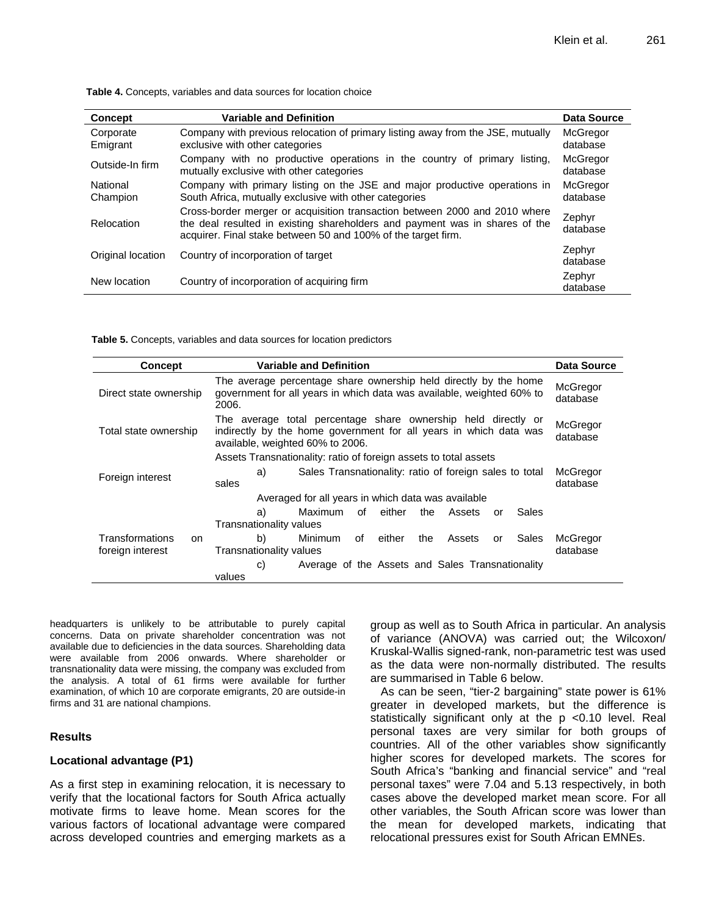**Table 4.** Concepts, variables and data sources for location choice

| Concept | Variable and Definition | Data Source |
|---|---|---|
| Corporate Emigrant | Company with previous relocation of primary listing away from the JSE, mutually exclusive with other categories | McGregor database |
| Outside-In firm | Company with no productive operations in the country of primary listing, mutually exclusive with other categories | McGregor database |
| National Champion | Company with primary listing on the JSE and major productive operations in South Africa, mutually exclusive with other categories | McGregor database |
| Relocation | Cross-border merger or acquisition transaction between 2000 and 2010 where the deal resulted in existing shareholders and payment was in shares of the acquirer. Final stake between 50 and 100% of the target firm. | Zephyr database |
| Original location | Country of incorporation of target | Zephyr database |
| New location | Country of incorporation of acquiring firm | Zephyr database |

**Table 5.** Concepts, variables and data sources for location predictors

| Concept | Variable and Definition | Data Source |
|---|---|---|
| Direct state ownership | The average percentage share ownership held directly by the home government for all years in which data was available, weighted 60% to 2006. | McGregor database |
| Total state ownership | The average total percentage share ownership held directly or indirectly by the home government for all years in which data was available, weighted 60% to 2006. | McGregor database |
| Foreign interest | Assets Transnationality: ratio of foreign assets to total assets<br>a) Sales Transnationality: ratio of foreign sales to total sales<br>Averaged for all years in which data was available | McGregor database |
| Transformations on foreign interest | a) Maximum of either the Assets or Sales Transnationality values<br>b) Minimum of either the Assets or Sales Transnationality values<br>c) Average of the Assets and Sales Transnationality values | McGregor database |

headquarters is unlikely to be attributable to purely capital concerns. Data on private shareholder concentration was not available due to deficiencies in the data sources. Shareholding data were available from 2006 onwards. Where shareholder or transnationality data were missing, the company was excluded from the analysis. A total of 61 firms were available for further examination, of which 10 are corporate emigrants, 20 are outside-in firms and 31 are national champions.

## Results

### Locational advantage (P1)

As a first step in examining relocation, it is necessary to verify that the locational factors for South Africa actually motivate firms to leave home. Mean scores for the various factors of locational advantage were compared across developed countries and emerging markets as a group as well as to South Africa in particular. An analysis of variance (ANOVA) was carried out; the Wilcoxon/ Kruskal-Wallis signed-rank, non-parametric test was used as the data were non-normally distributed. The results are summarised in Table 6 below.

As can be seen, "tier-2 bargaining" state power is 61% greater in developed markets, but the difference is statistically significant only at the $p < 0.10$ level. Real personal taxes are very similar for both groups of countries. All of the other variables show significantly higher scores for developed markets. The scores for South Africa's "banking and financial service" and "real personal taxes" were 7.04 and 5.13 respectively, in both cases above the developed market mean score. For all other variables, the South African score was lower than the mean for developed markets, indicating that relocational pressures exist for South African EMNEs.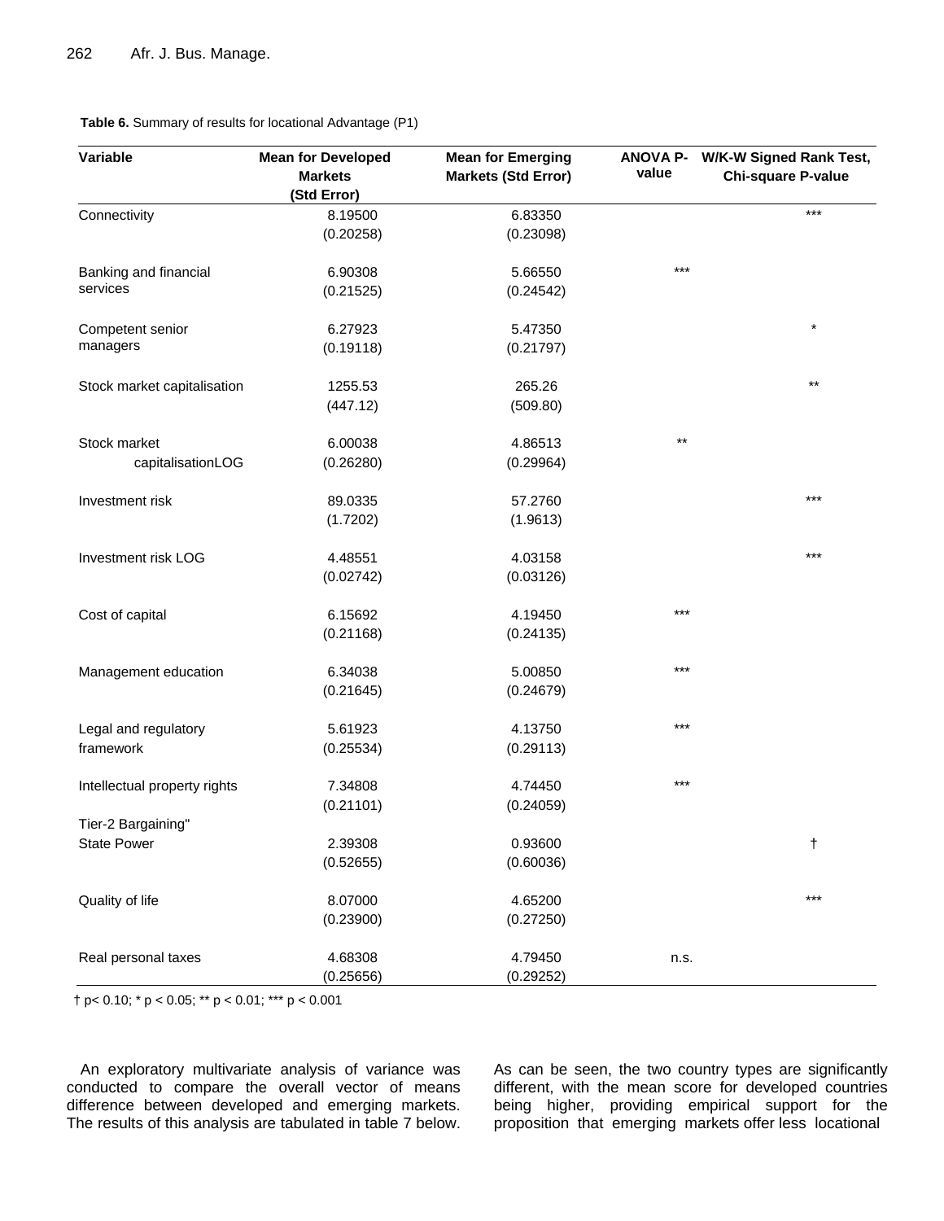**Table 6.** Summary of results for locational Advantage (P1)

| Variable | Mean for Developed Markets (Std Error) | Mean for Emerging Markets (Std Error) | ANOVA P-value | W/K-W Signed Rank Test, Chi-square P-value |
|---|---|---|---|---|
| Connectivity | 8.19500 (0.20258) | 6.83350 (0.23098) | | *** |
| Banking and financial services | 6.90308 (0.21525) | 5.66550 (0.24542) | *** | |
| Competent senior managers | 6.27923 (0.19118) | 5.47350 (0.21797) | | * |
| Stock market capitalisation | 1255.53 (447.12) | 265.26 (509.80) | | ** |
| Stock market capitalisationLOG | 6.00038 (0.26280) | 4.86513 (0.29964) | ** | |
| Investment risk | 89.0335 (1.7202) | 57.2760 (1.9613) | | *** |
| Investment risk LOG | 4.48551 (0.02742) | 4.03158 (0.03126) | | *** |
| Cost of capital | 6.15692 (0.21168) | 4.19450 (0.24135) | *** | |
| Management education | 6.34038 (0.21645) | 5.00850 (0.24679) | *** | |
| Legal and regulatory framework | 5.61923 (0.25534) | 4.13750 (0.29113) | *** | |
| Intellectual property rights | 7.34808 (0.21101) | 4.74450 (0.24059) | *** | |
| Tier-2 Bargaining" State Power | 2.39308 (0.52655) | 0.93600 (0.60036) | | † |
| Quality of life | 8.07000 (0.23900) | 4.65200 (0.27250) | | *** |
| Real personal taxes | 4.68308 (0.25656) | 4.79450 (0.29252) | n.s. | |

† $p < 0.10$; * $p < 0.05$; ** $p < 0.01$; *** $p < 0.001$

An exploratory multivariate analysis of variance was conducted to compare the overall vector of means difference between developed and emerging markets. The results of this analysis are tabulated in table 7 below. As can be seen, the two country types are significantly different, with the mean score for developed countries being higher, providing empirical support for the proposition that emerging markets offer less locational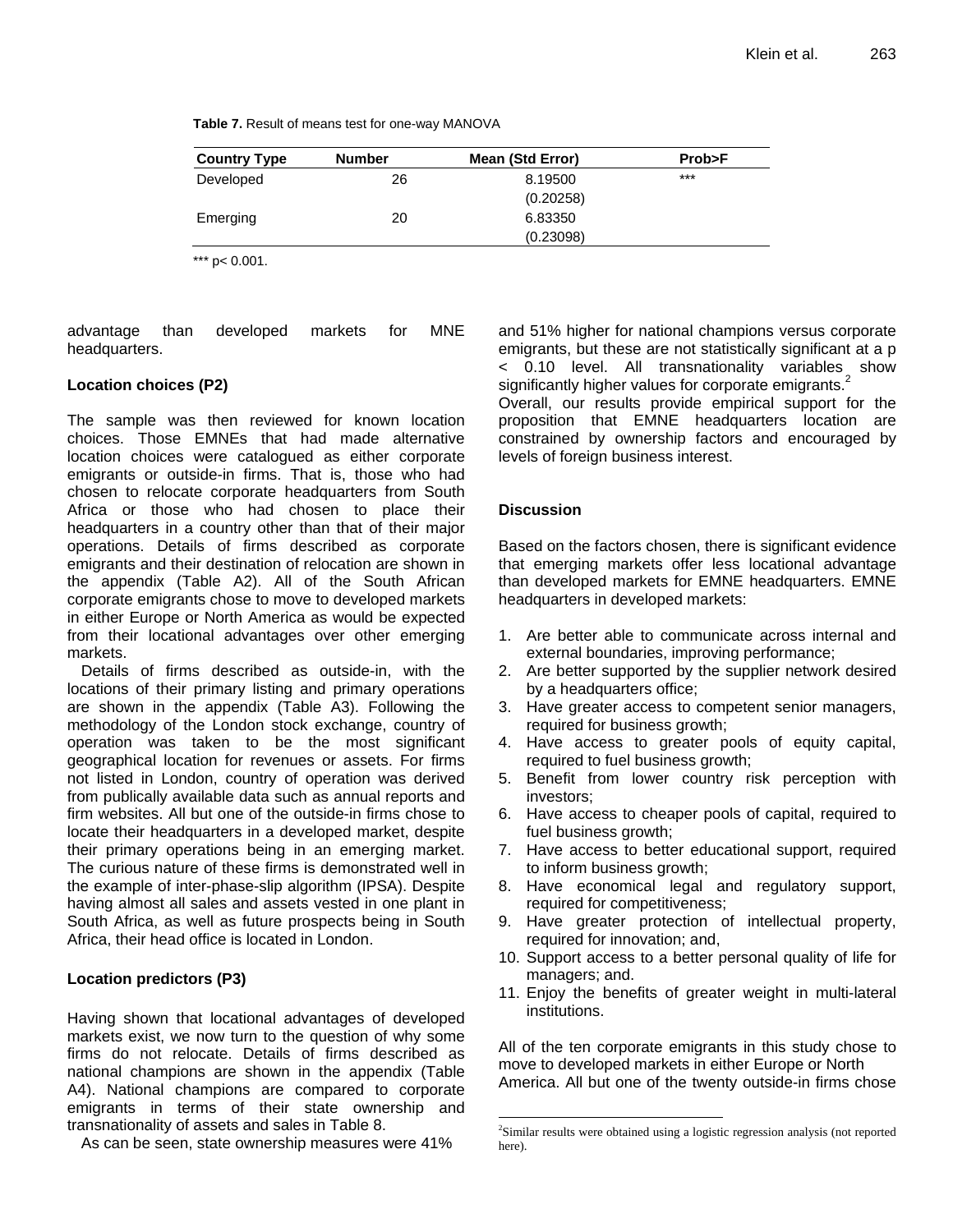**Table 7.** Result of means test for one-way MANOVA

| Country Type | Number | Mean (Std Error) | Prob>F |
|---|---|---|---|
| Developed | 26 | 8.19500 | *** |
| | | (0.20258) | |
| Emerging | 20 | 6.83350 | |
| | | (0.23098) | |

*** p< 0.001.

advantage than developed markets for MNE headquarters.

### Location choices (P2)

The sample was then reviewed for known location choices. Those EMNEs that had made alternative location choices were catalogued as either corporate emigrants or outside-in firms. That is, those who had chosen to relocate corporate headquarters from South Africa or those who had chosen to place their headquarters in a country other than that of their major operations. Details of firms described as corporate emigrants and their destination of relocation are shown in the appendix (Table A2). All of the South African corporate emigrants chose to move to developed markets in either Europe or North America as would be expected from their locational advantages over other emerging markets.

Details of firms described as outside-in, with the locations of their primary listing and primary operations are shown in the appendix (Table A3). Following the methodology of the London stock exchange, country of operation was taken to be the most significant geographical location for revenues or assets. For firms not listed in London, country of operation was derived from publically available data such as annual reports and firm websites. All but one of the outside-in firms chose to locate their headquarters in a developed market, despite their primary operations being in an emerging market. The curious nature of these firms is demonstrated well in the example of inter-phase-slip algorithm (IPSA). Despite having almost all sales and assets vested in one plant in South Africa, as well as future prospects being in South Africa, their head office is located in London.

### Location predictors (P3)

Having shown that locational advantages of developed markets exist, we now turn to the question of why some firms do not relocate. Details of firms described as national champions are shown in the appendix (Table A4). National champions are compared to corporate emigrants in terms of their state ownership and transnationality of assets and sales in Table 8.

As can be seen, state ownership measures were 41% and 51% higher for national champions versus corporate emigrants, but these are not statistically significant at a p < 0.10 level. All transnationality variables show significantly higher values for corporate emigrants.[2]

Overall, our results provide empirical support for the proposition that EMNE headquarters location are constrained by ownership factors and encouraged by levels of foreign business interest.

## Discussion

Based on the factors chosen, there is significant evidence that emerging markets offer less locational advantage than developed markets for EMNE headquarters. EMNE headquarters in developed markets:

1. Are better able to communicate across internal and external boundaries, improving performance;
2. Are better supported by the supplier network desired by a headquarters office;
3. Have greater access to competent senior managers, required for business growth;
4. Have access to greater pools of equity capital, required to fuel business growth;
5. Benefit from lower country risk perception with investors;
6. Have access to cheaper pools of capital, required to fuel business growth;
7. Have access to better educational support, required to inform business growth;
8. Have economical legal and regulatory support, required for competitiveness;
9. Have greater protection of intellectual property, required for innovation; and,
10. Support access to a better personal quality of life for managers; and.
11. Enjoy the benefits of greater weight in multi-lateral institutions.

All of the ten corporate emigrants in this study chose to move to developed markets in either Europe or North America. All but one of the twenty outside-in firms chose

[2]Similar results were obtained using a logistic regression analysis (not reported here).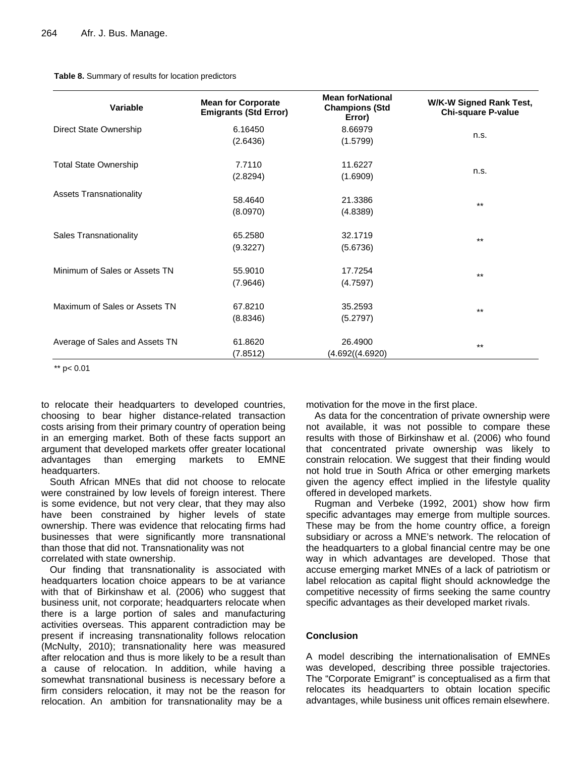**Table 8.** Summary of results for location predictors

| Variable | Mean for Corporate Emigrants (Std Error) | Mean forNational Champions (Std Error) | W/K-W Signed Rank Test, Chi-square P-value |
|---|---|---|---|
| Direct State Ownership | 6.16450<br>(2.6436) | 8.66979<br>(1.5799) | n.s. |
| Total State Ownership | 7.7110<br>(2.8294) | 11.6227<br>(1.6909) | n.s. |
| Assets Transnationality | 58.4640<br>(8.0970) | 21.3386<br>(4.8389) | ** |
| Sales Transnationality | 65.2580<br>(9.3227) | 32.1719<br>(5.6736) | ** |
| Minimum of Sales or Assets TN | 55.9010<br>(7.9646) | 17.7254<br>(4.7597) | ** |
| Maximum of Sales or Assets TN | 67.8210<br>(8.8346) | 35.2593<br>(5.2797) | ** |
| Average of Sales and Assets TN | 61.8620<br>(7.8512) | 26.4900<br>(4.692((4.6920) | ** |

** $p< 0.01$

to relocate their headquarters to developed countries, choosing to bear higher distance-related transaction costs arising from their primary country of operation being in an emerging market. Both of these facts support an argument that developed markets offer greater locational advantages than emerging markets to EMNE headquarters.

South African MNEs that did not choose to relocate were constrained by low levels of foreign interest. There is some evidence, but not very clear, that they may also have been constrained by higher levels of state ownership. There was evidence that relocating firms had businesses that were significantly more transnational than those that did not. Transnationality was not correlated with state ownership.

Our finding that transnationality is associated with headquarters location choice appears to be at variance with that of Birkinshaw et al. (2006) who suggest that business unit, not corporate; headquarters relocate when there is a large portion of sales and manufacturing activities overseas. This apparent contradiction may be present if increasing transnationality follows relocation (McNulty, 2010); transnationality here was measured after relocation and thus is more likely to be a result than a cause of relocation. In addition, while having a somewhat transnational business is necessary before a firm considers relocation, it may not be the reason for relocation. An ambition for transnationality may be a motivation for the move in the first place.

As data for the concentration of private ownership were not available, it was not possible to compare these results with those of Birkinshaw et al. (2006) who found that concentrated private ownership was likely to constrain relocation. We suggest that their finding would not hold true in South Africa or other emerging markets given the agency effect implied in the lifestyle quality offered in developed markets.

Rugman and Verbeke (1992, 2001) show how firm specific advantages may emerge from multiple sources. These may be from the home country office, a foreign subsidiary or across a MNE's network. The relocation of the headquarters to a global financial centre may be one way in which advantages are developed. Those that accuse emerging market MNEs of a lack of patriotism or label relocation as capital flight should acknowledge the competitive necessity of firms seeking the same country specific advantages as their developed market rivals.

## Conclusion

A model describing the internationalisation of EMNEs was developed, describing three possible trajectories. The "Corporate Emigrant" is conceptualised as a firm that relocates its headquarters to obtain location specific advantages, while business unit offices remain elsewhere.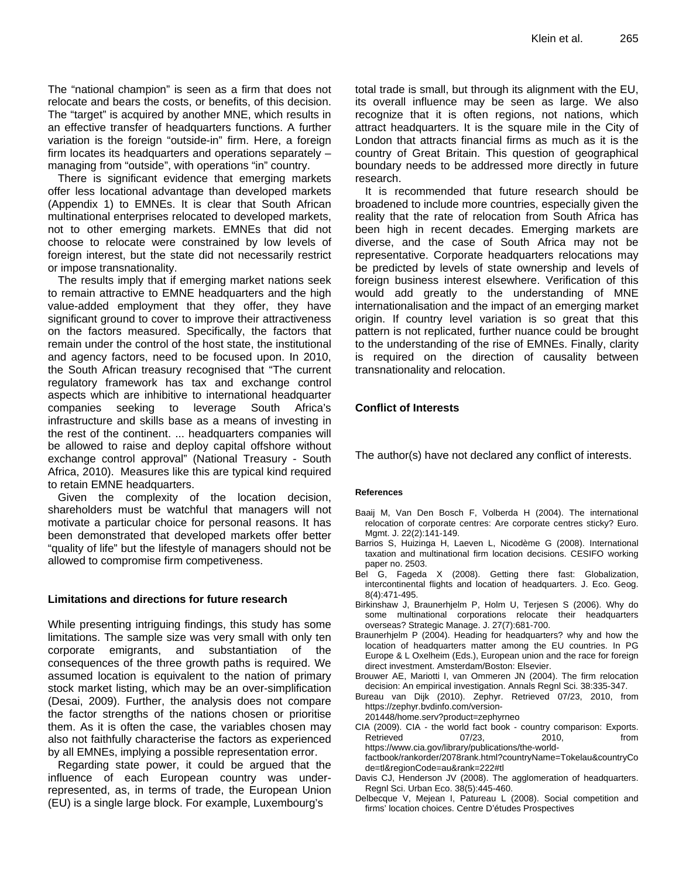The "national champion" is seen as a firm that does not relocate and bears the costs, or benefits, of this decision. The "target" is acquired by another MNE, which results in an effective transfer of headquarters functions. A further variation is the foreign "outside-in" firm. Here, a foreign firm locates its headquarters and operations separately – managing from "outside", with operations "in" country.

There is significant evidence that emerging markets offer less locational advantage than developed markets (Appendix 1) to EMNEs. It is clear that South African multinational enterprises relocated to developed markets, not to other emerging markets. EMNEs that did not choose to relocate were constrained by low levels of foreign interest, but the state did not necessarily restrict or impose transnationality.

The results imply that if emerging market nations seek to remain attractive to EMNE headquarters and the high value-added employment that they offer, they have significant ground to cover to improve their attractiveness on the factors measured. Specifically, the factors that remain under the control of the host state, the institutional and agency factors, need to be focused upon. In 2010, the South African treasury recognised that "The current regulatory framework has tax and exchange control aspects which are inhibitive to international headquarter companies seeking to leverage South Africa's infrastructure and skills base as a means of investing in the rest of the continent. ... headquarters companies will be allowed to raise and deploy capital offshore without exchange control approval" (National Treasury - South Africa, 2010). Measures like this are typical kind required to retain EMNE headquarters.

Given the complexity of the location decision, shareholders must be watchful that managers will not motivate a particular choice for personal reasons. It has been demonstrated that developed markets offer better "quality of life" but the lifestyle of managers should not be allowed to compromise firm competiveness.

## Limitations and directions for future research

While presenting intriguing findings, this study has some limitations. The sample size was very small with only ten corporate emigrants, and substantiation of the consequences of the three growth paths is required. We assumed location is equivalent to the nation of primary stock market listing, which may be an over-simplification (Desai, 2009). Further, the analysis does not compare the factor strengths of the nations chosen or prioritise them. As it is often the case, the variables chosen may also not faithfully characterise the factors as experienced by all EMNEs, implying a possible representation error.

Regarding state power, it could be argued that the influence of each European country was under-represented, as, in terms of trade, the European Union (EU) is a single large block. For example, Luxembourg's total trade is small, but through its alignment with the EU, its overall influence may be seen as large. We also recognize that it is often regions, not nations, which attract headquarters. It is the square mile in the City of London that attracts financial firms as much as it is the country of Great Britain. This question of geographical boundary needs to be addressed more directly in future research.

It is recommended that future research should be broadened to include more countries, especially given the reality that the rate of relocation from South Africa has been high in recent decades. Emerging markets are diverse, and the case of South Africa may not be representative. Corporate headquarters relocations may be predicted by levels of state ownership and levels of foreign business interest elsewhere. Verification of this would add greatly to the understanding of MNE internationalisation and the impact of an emerging market origin. If country level variation is so great that this pattern is not replicated, further nuance could be brought to the understanding of the rise of EMNEs. Finally, clarity is required on the direction of causality between transnationality and relocation.

## Conflict of Interests

The author(s) have not declared any conflict of interests.

#### References

Baaij M, Van Den Bosch F, Volberda H (2004). The international relocation of corporate centres: Are corporate centres sticky? Euro. Mgmt. J. 22(2):141-149.

Barrios S, Huizinga H, Laeven L, Nicodème G (2008). International taxation and multinational firm location decisions. CESIFO working paper no. 2503.

Bel G, Fageda X (2008). Getting there fast: Globalization, intercontinental flights and location of headquarters. J. Eco. Geog. 8(4):471-495.

Birkinshaw J, Braunerhjelm P, Holm U, Terjesen S (2006). Why do some multinational corporations relocate their headquarters overseas? Strategic Manage. J. 27(7):681-700.

Braunerhjelm P (2004). Heading for headquarters? why and how the location of headquarters matter among the EU countries. In PG Europe & L Oxelheim (Eds.), European union and the race for foreign direct investment. Amsterdam/Boston: Elsevier.

Brouwer AE, Mariotti I, van Ommeren JN (2004). The firm relocation decision: An empirical investigation. Annals Regnl Sci. 38:335-347.

Bureau van Dijk (2010). Zephyr. Retrieved 07/23, 2010, from https://zephyr.bvdinfo.com/version-201448/home.serv?product=zephyrneo

CIA (2009). CIA - the world fact book - country comparison: Exports. Retrieved 07/23, 2010, from https://www.cia.gov/library/publications/the-world-factbook/rankorder/2078rank.html?countryName=Tokelau&countryCode=tl&regionCode=au&rank=222#tl

Davis CJ, Henderson JV (2008). The agglomeration of headquarters. Regnl Sci. Urban Eco. 38(5):445-460.

Delbecque V, Mejean I, Patureau L (2008). Social competition and firms' location choices. Centre D'études Prospectives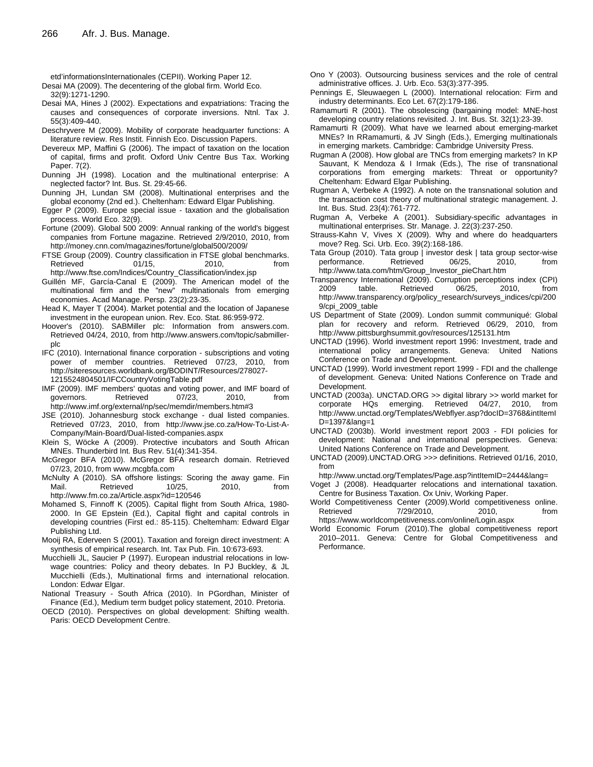etd'informationsInternationales (CEPII). Working Paper 12.

Desai MA (2009). The decentering of the global firm. World Eco. 32(9):1271-1290.

Desai MA, Hines J (2002). Expectations and expatriations: Tracing the causes and consequences of corporate inversions. Ntnl. Tax J. 55(3):409-440.

Deschryvere M (2009). Mobility of corporate headquarter functions: A literature review. Res Instit. Finnish Eco. Discussion Papers.

Devereux MP, Maffini G (2006). The impact of taxation on the location of capital, firms and profit. Oxford Univ Centre Bus Tax. Working Paper. 7(2).

Dunning JH (1998). Location and the multinational enterprise: A neglected factor? Int. Bus. St. 29:45-66.

Dunning JH, Lundan SM (2008). Multinational enterprises and the global economy (2nd ed.). Cheltenham: Edward Elgar Publishing.

Egger P (2009). Europe special issue - taxation and the globalisation process. World Eco. 32(9).

Fortune (2009). Global 500 2009: Annual ranking of the world's biggest companies from Fortune magazine. Retrieved 2/9/2010, 2010, from http://money.cnn.com/magazines/fortune/global500/2009/

FTSE Group (2009). Country classification in FTSE global benchmarks. Retrieved 01/15, 2010, from http://www.ftse.com/Indices/Country_Classification/index.jsp

Guillén MF, García-Canal E (2009). The American model of the multinational firm and the "new" multinationals from emerging economies. Acad Manage. Persp. 23(2):23-35.

Head K, Mayer T (2004). Market potential and the location of Japanese investment in the european union. Rev. Eco. Stat. 86:959-972.

Hoover's (2010). SABMiller plc: Information from answers.com. Retrieved 04/24, 2010, from http://www.answers.com/topic/sabmiller-plc

IFC (2010). International finance corporation - subscriptions and voting power of member countries. Retrieved 07/23, 2010, from http://siteresources.worldbank.org/BODINT/Resources/278027-1215524804501/IFCCountryVotingTable.pdf

IMF (2009). IMF members' quotas and voting power, and IMF board of governors. Retrieved 07/23, 2010, from http://www.imf.org/external/np/sec/memdir/members.htm#3

JSE (2010). Johannesburg stock exchange - dual listed companies. Retrieved 07/23, 2010, from http://www.jse.co.za/How-To-List-A-Company/Main-Board/Dual-listed-companies.aspx

Klein S, Wöcke A (2009). Protective incubators and South African MNEs. Thunderbird Int. Bus Rev. 51(4):341-354.

McGregor BFA (2010). McGregor BFA research domain. Retrieved 07/23, 2010, from www.mcgbfa.com

McNulty A (2010). SA offshore listings: Scoring the away game. Fin Mail. Retrieved 10/25, 2010, from http://www.fm.co.za/Article.aspx?id=120546

Mohamed S, Finnoff K (2005). Capital flight from South Africa, 1980-2000. In GE Epstein (Ed.), Capital flight and capital controls in developing countries (First ed.: 85-115). Cheltemham: Edward Elgar Publishing Ltd.

Mooij RA, Ederveen S (2001). Taxation and foreign direct investment: A synthesis of empirical research. Int. Tax Pub. Fin. 10:673-693.

Mucchielli JL, Saucier P (1997). European industrial relocations in low-wage countries: Policy and theory debates. In PJ Buckley, & JL Mucchielli (Eds.), Multinational firms and international relocation. London: Edwar Elgar.

National Treasury - South Africa (2010). In PGordhan, Minister of Finance (Ed.), Medium term budget policy statement, 2010. Pretoria.

OECD (2010). Perspectives on global development: Shifting wealth. Paris: OECD Development Centre.

Ono Y (2003). Outsourcing business services and the role of central administrative offices. J. Urb. Eco. 53(3):377-395.

Pennings E, Sleuwaegen L (2000). International relocation: Firm and industry determinants. Eco Let. 67(2):179-186.

Ramamurti R (2001). The obsolescing (bargaining model: MNE-host developing country relations revisited. J. Int. Bus. St. 32(1):23-39.

Ramamurti R (2009). What have we learned about emerging-market MNEs? In RRamamurti, & JV Singh (Eds.), Emerging multinationals in emerging markets. Cambridge: Cambridge University Press.

Rugman A (2008). How global are TNCs from emerging markets? In KP Sauvant, K Mendoza & I Irmak (Eds.), The rise of transnational corporations from emerging markets: Threat or opportunity? Cheltenham: Edward Elgar Publishing.

Rugman A, Verbeke A (1992). A note on the transnational solution and the transaction cost theory of multinational strategic management. J. Int. Bus. Stud. 23(4):761-772.

Rugman A, Verbeke A (2001). Subsidiary-specific advantages in multinational enterprises. Str. Manage. J. 22(3):237-250.

Strauss-Kahn V, Vives X (2009). Why and where do headquarters move? Reg. Sci. Urb. Eco. 39(2):168-186.

Tata Group (2010). Tata group | investor desk | tata group sector-wise performance. Retrieved 06/25, 2010, from http://www.tata.com/htm/Group_Investor_pieChart.htm

Transparency International (2009). Corruption perceptions index (CPI) 2009 table. Retrieved 06/25, 2010, from http://www.transparency.org/policy_research/surveys_indices/cpi/2009/cpi_2009_table

US Department of State (2009). London summit communiqué: Global plan for recovery and reform. Retrieved 06/29, 2010, from http://www.pittsburghsummit.gov/resources/125131.htm

UNCTAD (1996). World investment report 1996: Investment, trade and international policy arrangements. Geneva: United Nations Conference on Trade and Development.

UNCTAD (1999). World investment report 1999 - FDI and the challenge of development. Geneva: United Nations Conference on Trade and Development.

UNCTAD (2003a). UNCTAD.ORG >> digital library >> world market for corporate HQs emerging. Retrieved 04/27, 2010, from http://www.unctad.org/Templates/Webflyer.asp?docID=3768&intItemID=1397&lang=1

UNCTAD (2003b). World investment report 2003 - FDI policies for development: National and international perspectives. Geneva: United Nations Conference on Trade and Development.

UNCTAD (2009).UNCTAD.ORG >>> definitions. Retrieved 01/16, 2010, from http://www.unctad.org/Templates/Page.asp?intItemID=2444&lang=

Voget J (2008). Headquarter relocations and international taxation. Centre for Business Taxation. Ox Univ, Working Paper.

World Competitiveness Center (2009).World competitiveness online. Retrieved 7/29/2010, 2010, from https://www.worldcompetitiveness.com/online/Login.aspx

World Economic Forum (2010).The global competitiveness report 2010–2011. Geneva: Centre for Global Competitiveness and Performance.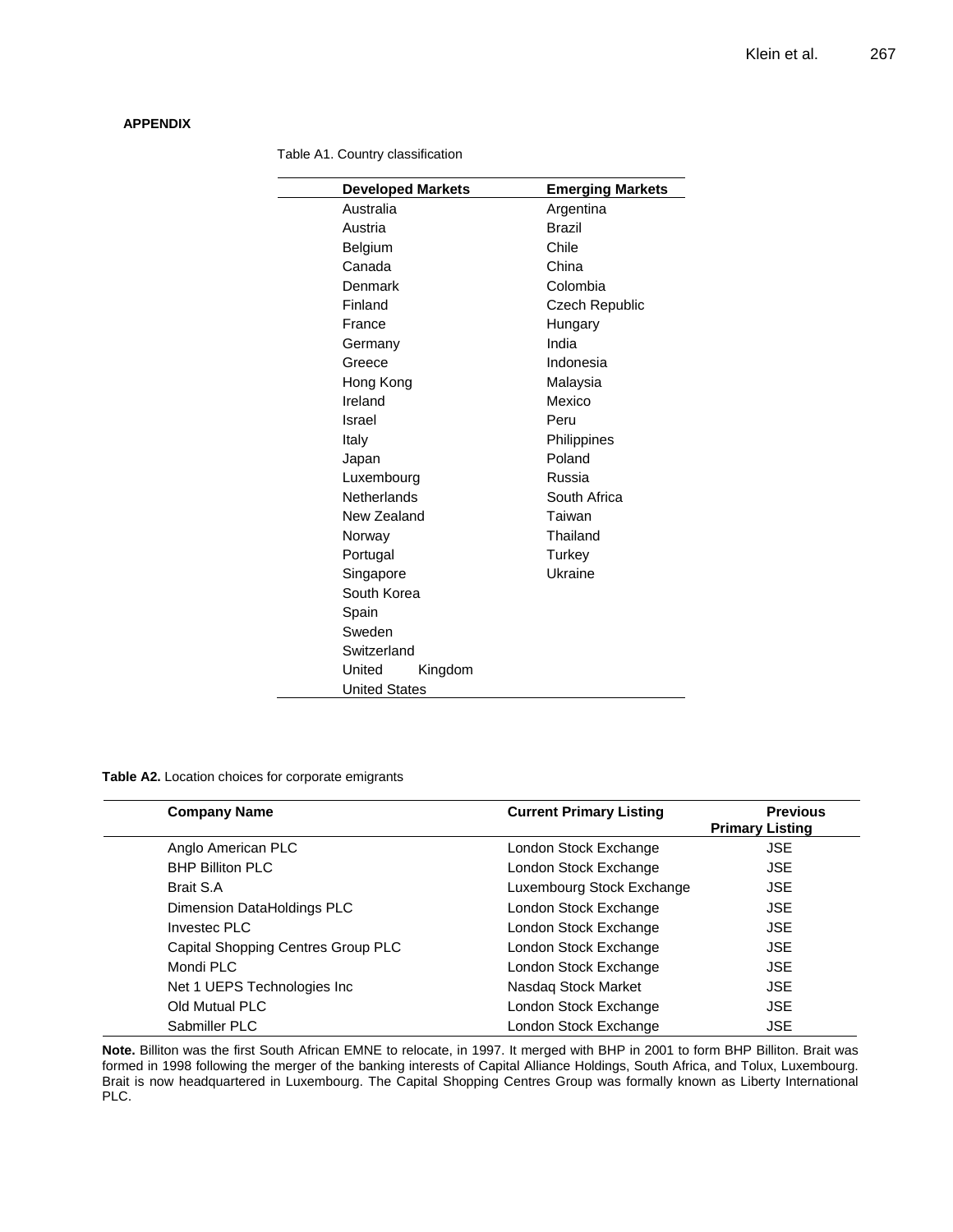## APPENDIX

Table A1. Country classification

| Developed Markets | Emerging Markets |
|---|---|
| Australia | Argentina |
| Austria | Brazil |
| Belgium | Chile |
| Canada | China |
| Denmark | Colombia |
| Finland | Czech Republic |
| France | Hungary |
| Germany | India |
| Greece | Indonesia |
| Hong Kong | Malaysia |
| Ireland | Mexico |
| Israel | Peru |
| Italy | Philippines |
| Japan | Poland |
| Luxembourg | Russia |
| Netherlands | South Africa |
| New Zealand | Taiwan |
| Norway | Thailand |
| Portugal | Turkey |
| Singapore | Ukraine |
| South Korea | |
| Spain | |
| Sweden | |
| Switzerland | |
| United Kingdom | |
| United States | |

**Table A2.** Location choices for corporate emigrants

| Company Name | Current Primary Listing | Previous Primary Listing |
|---|---|---|
| Anglo American PLC | London Stock Exchange | JSE |
| BHP Billiton PLC | London Stock Exchange | JSE |
| Brait S.A | Luxembourg Stock Exchange | JSE |
| Dimension DataHoldings PLC | London Stock Exchange | JSE |
| Investec PLC | London Stock Exchange | JSE |
| Capital Shopping Centres Group PLC | London Stock Exchange | JSE |
| Mondi PLC | London Stock Exchange | JSE |
| Net 1 UEPS Technologies Inc | Nasdaq Stock Market | JSE |
| Old Mutual PLC | London Stock Exchange | JSE |
| Sabmiller PLC | London Stock Exchange | JSE |

**Note.** Billiton was the first South African EMNE to relocate, in 1997. It merged with BHP in 2001 to form BHP Billiton. Brait was formed in 1998 following the merger of the banking interests of Capital Alliance Holdings, South Africa, and Tolux, Luxembourg. Brait is now headquartered in Luxembourg. The Capital Shopping Centres Group was formally known as Liberty International PLC.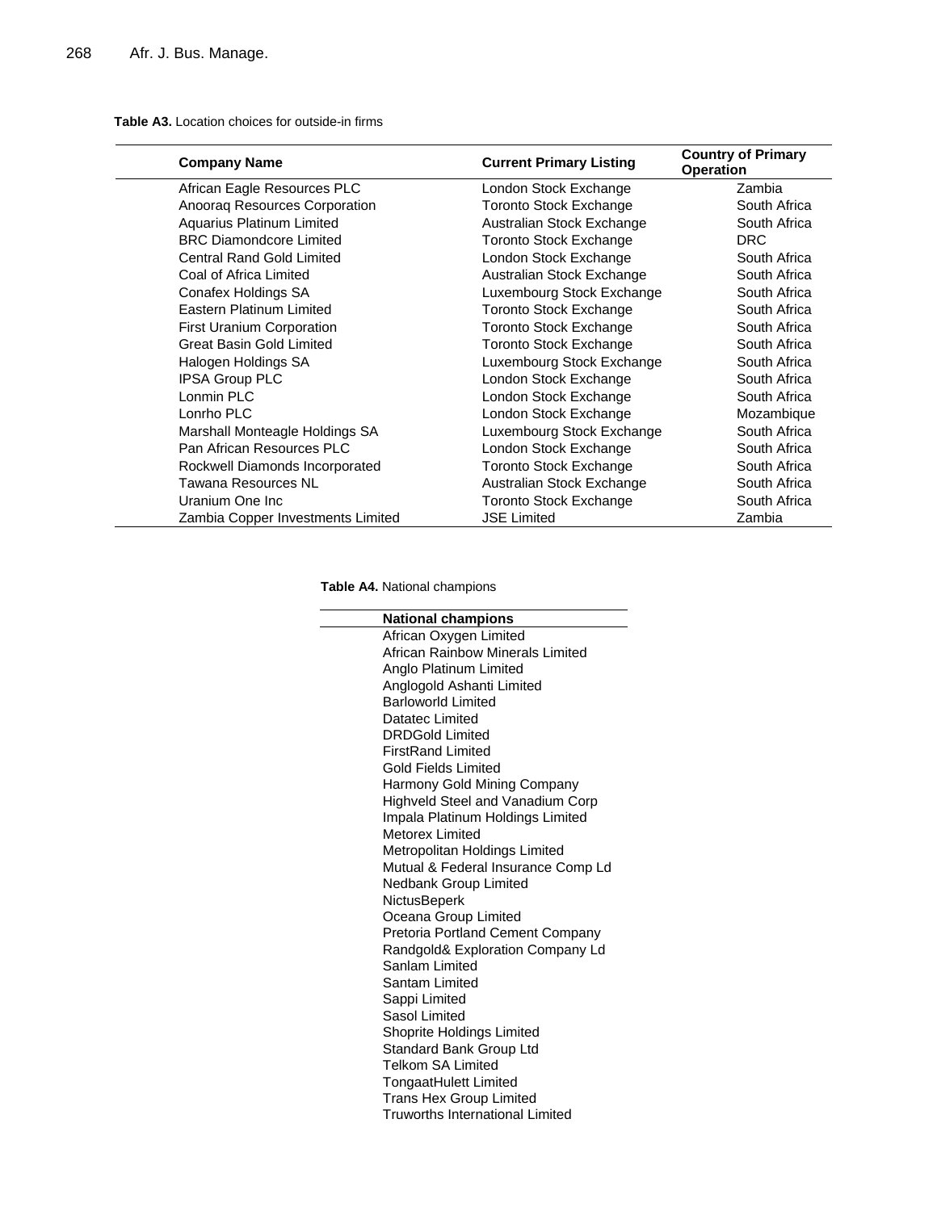**Table A3.** Location choices for outside-in firms

| Company Name | Current Primary Listing | Country of Primary Operation |
|---|---|---|
| African Eagle Resources PLC | London Stock Exchange | Zambia |
| Anooraq Resources Corporation | Toronto Stock Exchange | South Africa |
| Aquarius Platinum Limited | Australian Stock Exchange | South Africa |
| BRC Diamondcore Limited | Toronto Stock Exchange | DRC |
| Central Rand Gold Limited | London Stock Exchange | South Africa |
| Coal of Africa Limited | Australian Stock Exchange | South Africa |
| Conafex Holdings SA | Luxembourg Stock Exchange | South Africa |
| Eastern Platinum Limited | Toronto Stock Exchange | South Africa |
| First Uranium Corporation | Toronto Stock Exchange | South Africa |
| Great Basin Gold Limited | Toronto Stock Exchange | South Africa |
| Halogen Holdings SA | Luxembourg Stock Exchange | South Africa |
| IPSA Group PLC | London Stock Exchange | South Africa |
| Lonmin PLC | London Stock Exchange | South Africa |
| Lonrho PLC | London Stock Exchange | Mozambique |
| Marshall Monteagle Holdings SA | Luxembourg Stock Exchange | South Africa |
| Pan African Resources PLC | London Stock Exchange | South Africa |
| Rockwell Diamonds Incorporated | Toronto Stock Exchange | South Africa |
| Tawana Resources NL | Australian Stock Exchange | South Africa |
| Uranium One Inc | Toronto Stock Exchange | South Africa |
| Zambia Copper Investments Limited | JSE Limited | Zambia |

**Table A4.** National champions

| National champions |
|---|
| African Oxygen Limited |
| African Rainbow Minerals Limited |
| Anglo Platinum Limited |
| Anglogold Ashanti Limited |
| Barloworld Limited |
| Datatec Limited |
| DRDGold Limited |
| FirstRand Limited |
| Gold Fields Limited |
| Harmony Gold Mining Company |
| Highveld Steel and Vanadium Corp |
| Impala Platinum Holdings Limited |
| Metorex Limited |
| Metropolitan Holdings Limited |
| Mutual & Federal Insurance Comp Ld |
| Nedbank Group Limited |
| NictusBeperk |
| Oceana Group Limited |
| Pretoria Portland Cement Company |
| Randgold& Exploration Company Ld |
| Sanlam Limited |
| Santam Limited |
| Sappi Limited |
| Sasol Limited |
| Shoprite Holdings Limited |
| Standard Bank Group Ltd |
| Telkom SA Limited |
| TongaatHulett Limited |
| Trans Hex Group Limited |
| Truworths International Limited |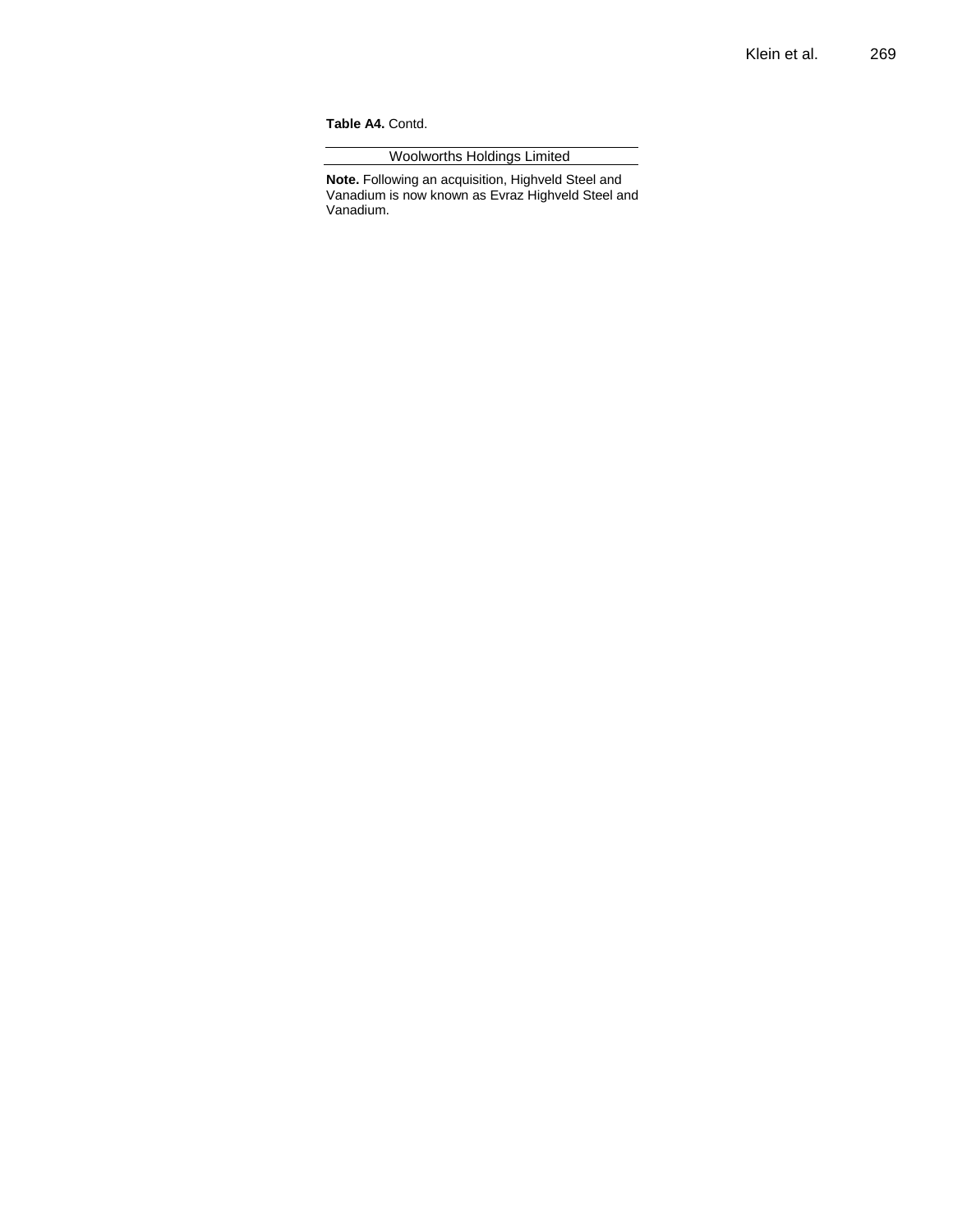**Table A4.** Contd.

| |
|---|
| Woolworths Holdings Limited |

**Note.** Following an acquisition, Highveld Steel and Vanadium is now known as Evraz Highveld Steel and Vanadium.